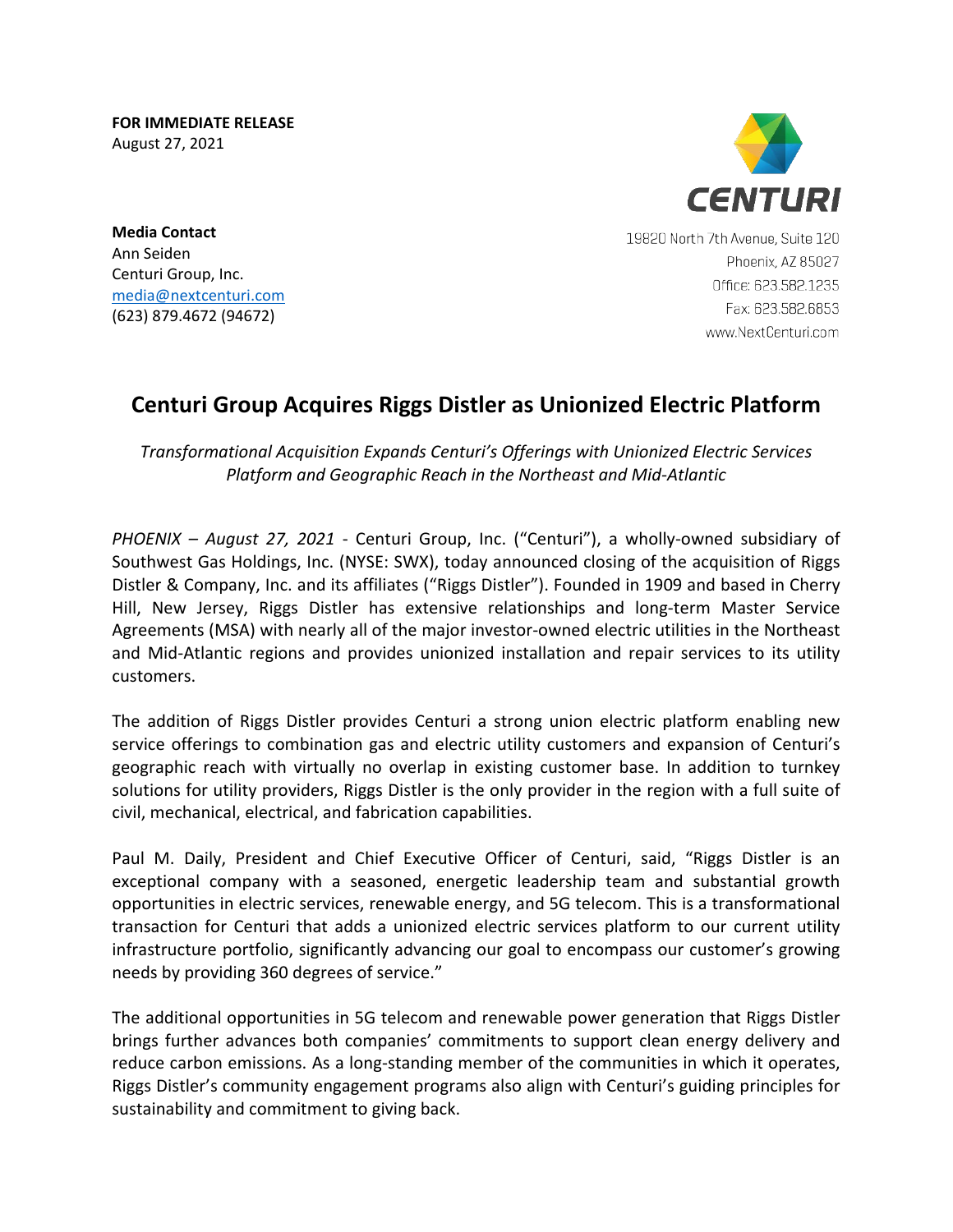**FOR IMMEDIATE RELEASE**
August 27, 2021

**Media Contact**
Ann Seiden
Centuri Group, Inc.
media@nextcenturi.com
(623) 879.4672 (94672)

CENTURI
19820 North 7th Avenue, Suite 120
Phoenix, AZ 85027
Office: 623.582.1235
Fax: 623.582.6853
www.NextCenturi.com

# Centuri Group Acquires Riggs Distler as Unionized Electric Platform

*Transformational Acquisition Expands Centuri's Offerings with Unionized Electric Services Platform and Geographic Reach in the Northeast and Mid-Atlantic*

*PHOENIX – August 27, 2021* - Centuri Group, Inc. ("Centuri"), a wholly-owned subsidiary of Southwest Gas Holdings, Inc. (NYSE: SWX), today announced closing of the acquisition of Riggs Distler & Company, Inc. and its affiliates ("Riggs Distler"). Founded in 1909 and based in Cherry Hill, New Jersey, Riggs Distler has extensive relationships and long-term Master Service Agreements (MSA) with nearly all of the major investor-owned electric utilities in the Northeast and Mid-Atlantic regions and provides unionized installation and repair services to its utility customers.

The addition of Riggs Distler provides Centuri a strong union electric platform enabling new service offerings to combination gas and electric utility customers and expansion of Centuri's geographic reach with virtually no overlap in existing customer base. In addition to turnkey solutions for utility providers, Riggs Distler is the only provider in the region with a full suite of civil, mechanical, electrical, and fabrication capabilities.

Paul M. Daily, President and Chief Executive Officer of Centuri, said, "Riggs Distler is an exceptional company with a seasoned, energetic leadership team and substantial growth opportunities in electric services, renewable energy, and 5G telecom. This is a transformational transaction for Centuri that adds a unionized electric services platform to our current utility infrastructure portfolio, significantly advancing our goal to encompass our customer's growing needs by providing 360 degrees of service."

The additional opportunities in 5G telecom and renewable power generation that Riggs Distler brings further advances both companies' commitments to support clean energy delivery and reduce carbon emissions. As a long-standing member of the communities in which it operates, Riggs Distler's community engagement programs also align with Centuri's guiding principles for sustainability and commitment to giving back.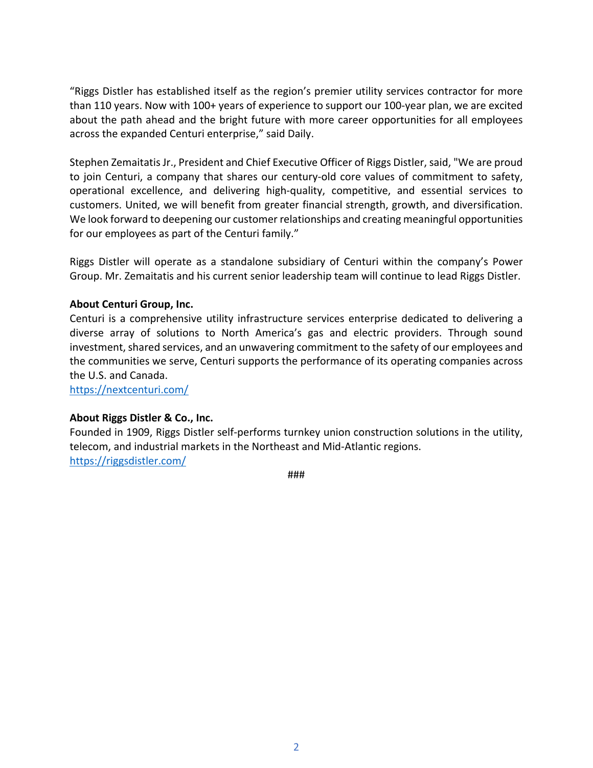"Riggs Distler has established itself as the region's premier utility services contractor for more than 110 years. Now with 100+ years of experience to support our 100-year plan, we are excited about the path ahead and the bright future with more career opportunities for all employees across the expanded Centuri enterprise," said Daily.

Stephen Zemaitatis Jr., President and Chief Executive Officer of Riggs Distler, said, "We are proud to join Centuri, a company that shares our century-old core values of commitment to safety, operational excellence, and delivering high-quality, competitive, and essential services to customers. United, we will benefit from greater financial strength, growth, and diversification. We look forward to deepening our customer relationships and creating meaningful opportunities for our employees as part of the Centuri family."

Riggs Distler will operate as a standalone subsidiary of Centuri within the company's Power Group. Mr. Zemaitatis and his current senior leadership team will continue to lead Riggs Distler.

**About Centuri Group, Inc.**
Centuri is a comprehensive utility infrastructure services enterprise dedicated to delivering a diverse array of solutions to North America's gas and electric providers. Through sound investment, shared services, and an unwavering commitment to the safety of our employees and the communities we serve, Centuri supports the performance of its operating companies across the U.S. and Canada.
https://nextcenturi.com/

**About Riggs Distler & Co., Inc.**
Founded in 1909, Riggs Distler self-performs turnkey union construction solutions in the utility, telecom, and industrial markets in the Northeast and Mid-Atlantic regions.
https://riggsdistler.com/

###